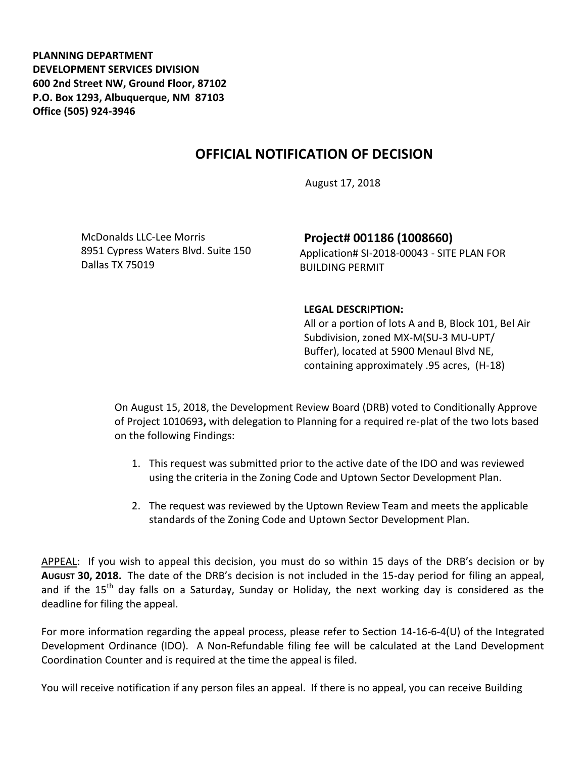**PLANNING DEPARTMENT**
**DEVELOPMENT SERVICES DIVISION**
**600 2nd Street NW, Ground Floor, 87102**
**P.O. Box 1293, Albuquerque, NM 87103**
**Office (505) 924-3946**

# OFFICIAL NOTIFICATION OF DECISION

August 17, 2018

McDonalds LLC-Lee Morris
8951 Cypress Waters Blvd. Suite 150
Dallas TX 75019

**Project# 001186 (1008660)**
Application# SI-2018-00043 - SITE PLAN FOR BUILDING PERMIT

**LEGAL DESCRIPTION:**
All or a portion of lots A and B, Block 101, Bel Air Subdivision, zoned MX-M(SU-3 MU-UPT/ Buffer), located at 5900 Menaul Blvd NE, containing approximately .95 acres, (H-18)

On August 15, 2018, the Development Review Board (DRB) voted to Conditionally Approve of Project 1010693**,** with delegation to Planning for a required re-plat of the two lots based on the following Findings:

1. This request was submitted prior to the active date of the IDO and was reviewed using the criteria in the Zoning Code and Uptown Sector Development Plan.

2. The request was reviewed by the Uptown Review Team and meets the applicable standards of the Zoning Code and Uptown Sector Development Plan.

APPEAL: If you wish to appeal this decision, you must do so within 15 days of the DRB's decision or by **AUGUST 30, 2018.** The date of the DRB's decision is not included in the 15-day period for filing an appeal, and if the 15th day falls on a Saturday, Sunday or Holiday, the next working day is considered as the deadline for filing the appeal.

For more information regarding the appeal process, please refer to Section 14-16-6-4(U) of the Integrated Development Ordinance (IDO). A Non-Refundable filing fee will be calculated at the Land Development Coordination Counter and is required at the time the appeal is filed.

You will receive notification if any person files an appeal. If there is no appeal, you can receive Building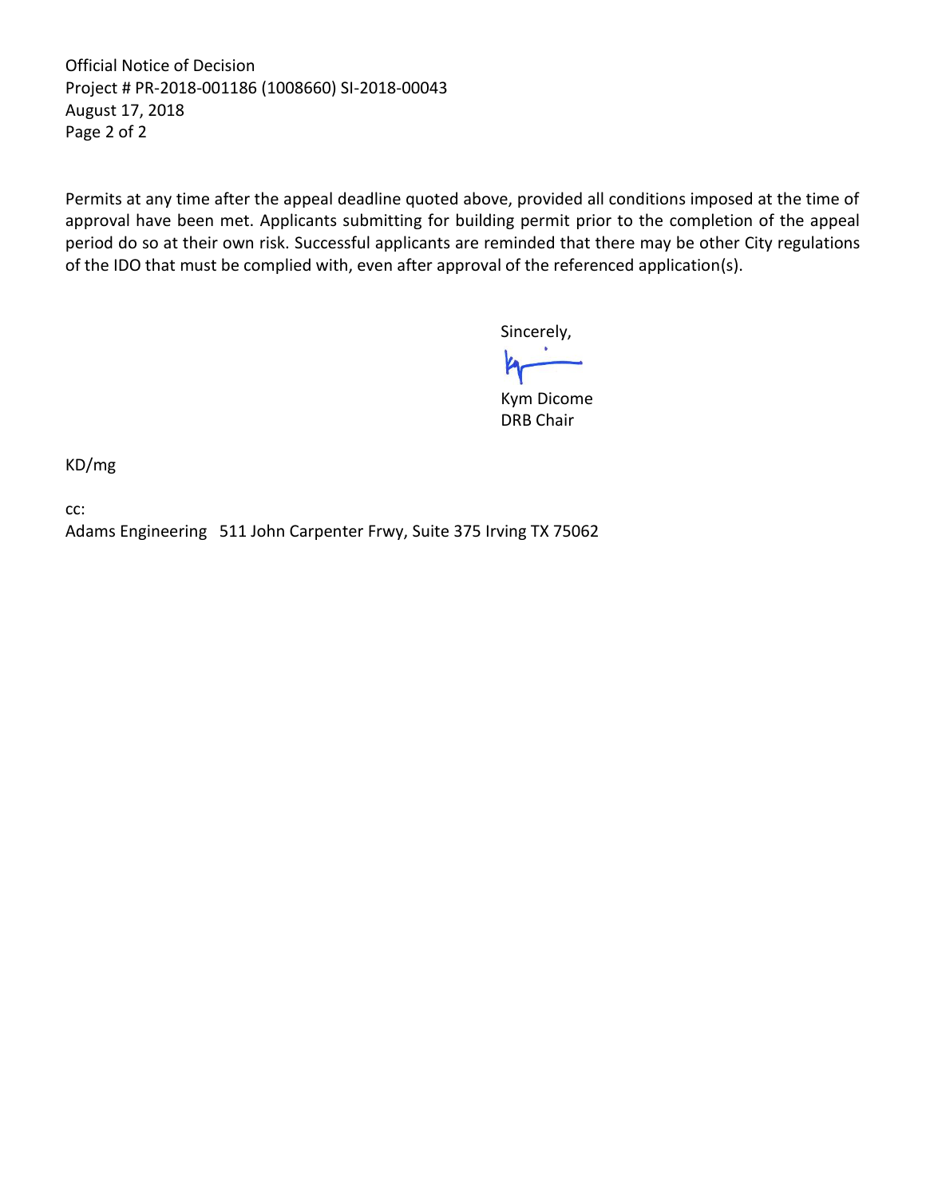Permits at any time after the appeal deadline quoted above, provided all conditions imposed at the time of approval have been met. Applicants submitting for building permit prior to the completion of the appeal period do so at their own risk. Successful applicants are reminded that there may be other City regulations of the IDO that must be complied with, even after approval of the referenced application(s).

Sincerely,

Kym Dicome
DRB Chair

KD/mg

cc:
Adams Engineering 511 John Carpenter Frwy, Suite 375 Irving TX 75062